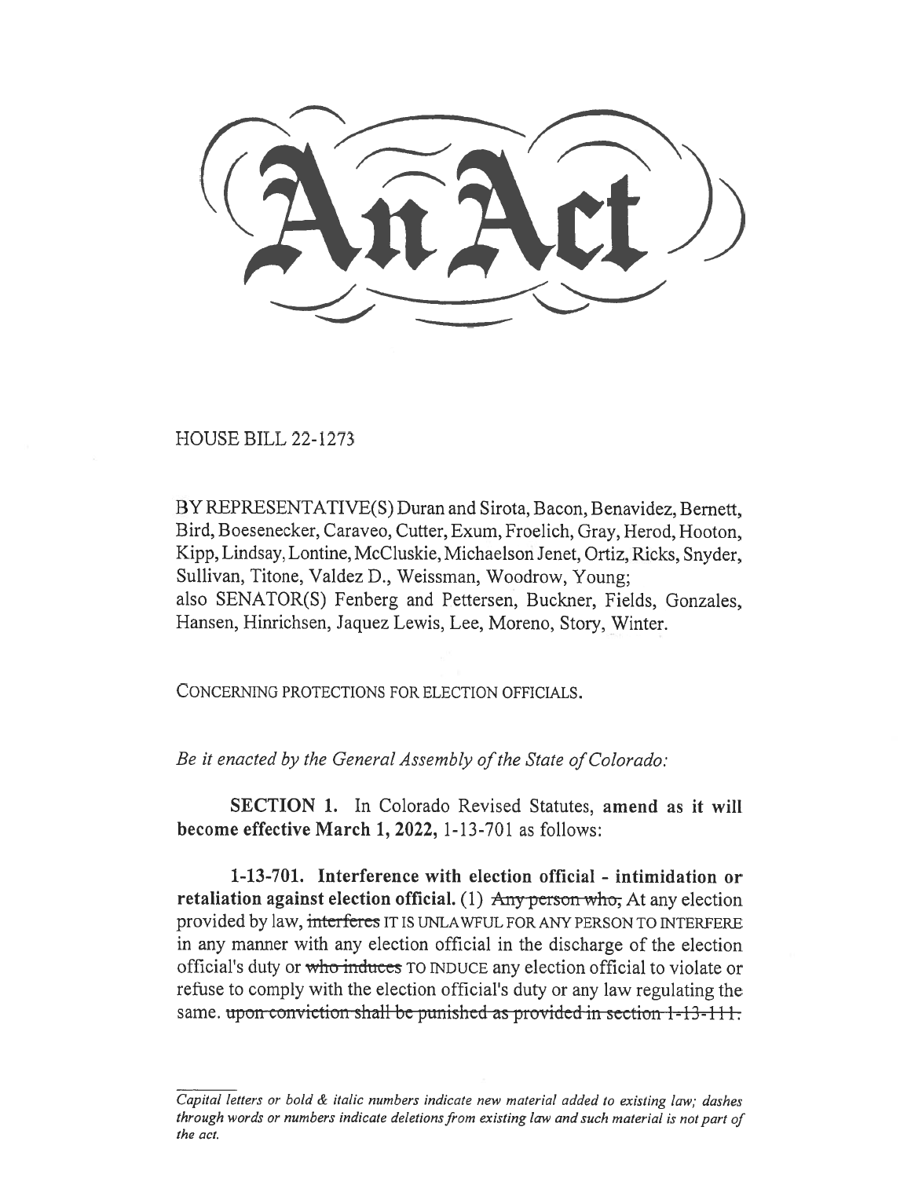# An Act

HOUSE BILL 22-1273

BY REPRESENTATIVE(S) Duran and Sirota, Bacon, Benavidez, Bernett, Bird, Boesenecker, Caraveo, Cutter, Exum, Froelich, Gray, Herod, Hooton, Kipp, Lindsay, Lontine, McCluskie, Michaelson Jenet, Ortiz, Ricks, Snyder, Sullivan, Titone, Valdez D., Weissman, Woodrow, Young;
also SENATOR(S) Fenberg and Pettersen, Buckner, Fields, Gonzales, Hansen, Hinrichsen, Jaquez Lewis, Lee, Moreno, Story, Winter.

CONCERNING PROTECTIONS FOR ELECTION OFFICIALS.

*Be it enacted by the General Assembly of the State of Colorado:*

**SECTION 1.** In Colorado Revised Statutes, **amend as it will become effective March 1, 2022,** 1-13-701 as follows:

**1-13-701. Interference with election official - intimidation or retaliation against election official.** (1) ~~Any person who,~~ At any election provided by law, ~~interferes~~ IT IS UNLAWFUL FOR ANY PERSON TO INTERFERE in any manner with any election official in the discharge of the election official's duty or ~~who induces~~ TO INDUCE any election official to violate or refuse to comply with the election official's duty or any law regulating the same. ~~upon conviction shall be punished as provided in section 1-13-111.~~

*Capital letters or bold & italic numbers indicate new material added to existing law; dashes through words or numbers indicate deletions from existing law and such material is not part of the act.*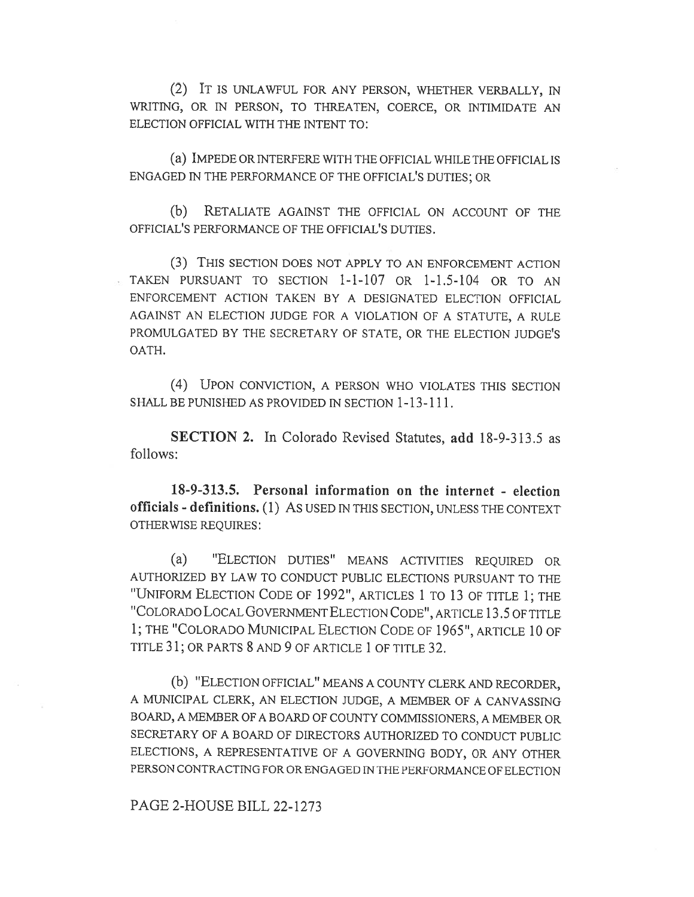(2) IT IS UNLAWFUL FOR ANY PERSON, WHETHER VERBALLY, IN WRITING, OR IN PERSON, TO THREATEN, COERCE, OR INTIMIDATE AN ELECTION OFFICIAL WITH THE INTENT TO:

(a) IMPEDE OR INTERFERE WITH THE OFFICIAL WHILE THE OFFICIAL IS ENGAGED IN THE PERFORMANCE OF THE OFFICIAL'S DUTIES; OR

(b) RETALIATE AGAINST THE OFFICIAL ON ACCOUNT OF THE OFFICIAL'S PERFORMANCE OF THE OFFICIAL'S DUTIES.

(3) THIS SECTION DOES NOT APPLY TO AN ENFORCEMENT ACTION TAKEN PURSUANT TO SECTION 1-1-107 OR 1-1.5-104 OR TO AN ENFORCEMENT ACTION TAKEN BY A DESIGNATED ELECTION OFFICIAL AGAINST AN ELECTION JUDGE FOR A VIOLATION OF A STATUTE, A RULE PROMULGATED BY THE SECRETARY OF STATE, OR THE ELECTION JUDGE'S OATH.

(4) UPON CONVICTION, A PERSON WHO VIOLATES THIS SECTION SHALL BE PUNISHED AS PROVIDED IN SECTION 1-13-111.

**SECTION 2.** In Colorado Revised Statutes, **add** 18-9-313.5 as follows:

**18-9-313.5. Personal information on the internet - election officials - definitions.** (1) AS USED IN THIS SECTION, UNLESS THE CONTEXT OTHERWISE REQUIRES:

(a) "ELECTION DUTIES" MEANS ACTIVITIES REQUIRED OR AUTHORIZED BY LAW TO CONDUCT PUBLIC ELECTIONS PURSUANT TO THE "UNIFORM ELECTION CODE OF 1992", ARTICLES 1 TO 13 OF TITLE 1; THE "COLORADO LOCAL GOVERNMENT ELECTION CODE", ARTICLE 13.5 OF TITLE 1; THE "COLORADO MUNICIPAL ELECTION CODE OF 1965", ARTICLE 10 OF TITLE 31; OR PARTS 8 AND 9 OF ARTICLE 1 OF TITLE 32.

(b) "ELECTION OFFICIAL" MEANS A COUNTY CLERK AND RECORDER, A MUNICIPAL CLERK, AN ELECTION JUDGE, A MEMBER OF A CANVASSING BOARD, A MEMBER OF A BOARD OF COUNTY COMMISSIONERS, A MEMBER OR SECRETARY OF A BOARD OF DIRECTORS AUTHORIZED TO CONDUCT PUBLIC ELECTIONS, A REPRESENTATIVE OF A GOVERNING BODY, OR ANY OTHER PERSON CONTRACTING FOR OR ENGAGED IN THE PERFORMANCE OF ELECTION

PAGE 2-HOUSE BILL 22-1273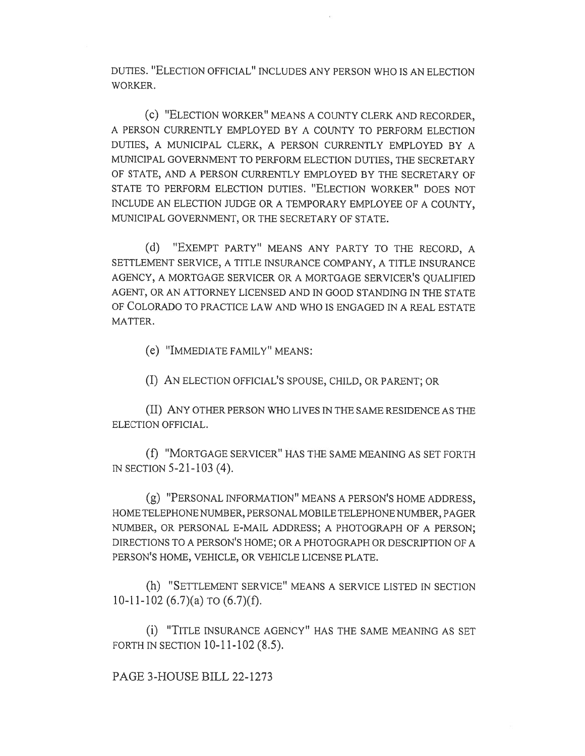DUTIES. "ELECTION OFFICIAL" INCLUDES ANY PERSON WHO IS AN ELECTION WORKER.

(c) "ELECTION WORKER" MEANS A COUNTY CLERK AND RECORDER, A PERSON CURRENTLY EMPLOYED BY A COUNTY TO PERFORM ELECTION DUTIES, A MUNICIPAL CLERK, A PERSON CURRENTLY EMPLOYED BY A MUNICIPAL GOVERNMENT TO PERFORM ELECTION DUTIES, THE SECRETARY OF STATE, AND A PERSON CURRENTLY EMPLOYED BY THE SECRETARY OF STATE TO PERFORM ELECTION DUTIES. "ELECTION WORKER" DOES NOT INCLUDE AN ELECTION JUDGE OR A TEMPORARY EMPLOYEE OF A COUNTY, MUNICIPAL GOVERNMENT, OR THE SECRETARY OF STATE.

(d) "EXEMPT PARTY" MEANS ANY PARTY TO THE RECORD, A SETTLEMENT SERVICE, A TITLE INSURANCE COMPANY, A TITLE INSURANCE AGENCY, A MORTGAGE SERVICER OR A MORTGAGE SERVICER'S QUALIFIED AGENT, OR AN ATTORNEY LICENSED AND IN GOOD STANDING IN THE STATE OF COLORADO TO PRACTICE LAW AND WHO IS ENGAGED IN A REAL ESTATE MATTER.

(e) "IMMEDIATE FAMILY" MEANS:

(I) AN ELECTION OFFICIAL'S SPOUSE, CHILD, OR PARENT; OR

(II) ANY OTHER PERSON WHO LIVES IN THE SAME RESIDENCE AS THE ELECTION OFFICIAL.

(f) "MORTGAGE SERVICER" HAS THE SAME MEANING AS SET FORTH IN SECTION 5-21-103 (4).

(g) "PERSONAL INFORMATION" MEANS A PERSON'S HOME ADDRESS, HOME TELEPHONE NUMBER, PERSONAL MOBILE TELEPHONE NUMBER, PAGER NUMBER, OR PERSONAL E-MAIL ADDRESS; A PHOTOGRAPH OF A PERSON; DIRECTIONS TO A PERSON'S HOME; OR A PHOTOGRAPH OR DESCRIPTION OF A PERSON'S HOME, VEHICLE, OR VEHICLE LICENSE PLATE.

(h) "SETTLEMENT SERVICE" MEANS A SERVICE LISTED IN SECTION 10-11-102 (6.7)(a) TO (6.7)(f).

(i) "TITLE INSURANCE AGENCY" HAS THE SAME MEANING AS SET FORTH IN SECTION 10-11-102 (8.5).

PAGE 3-HOUSE BILL 22-1273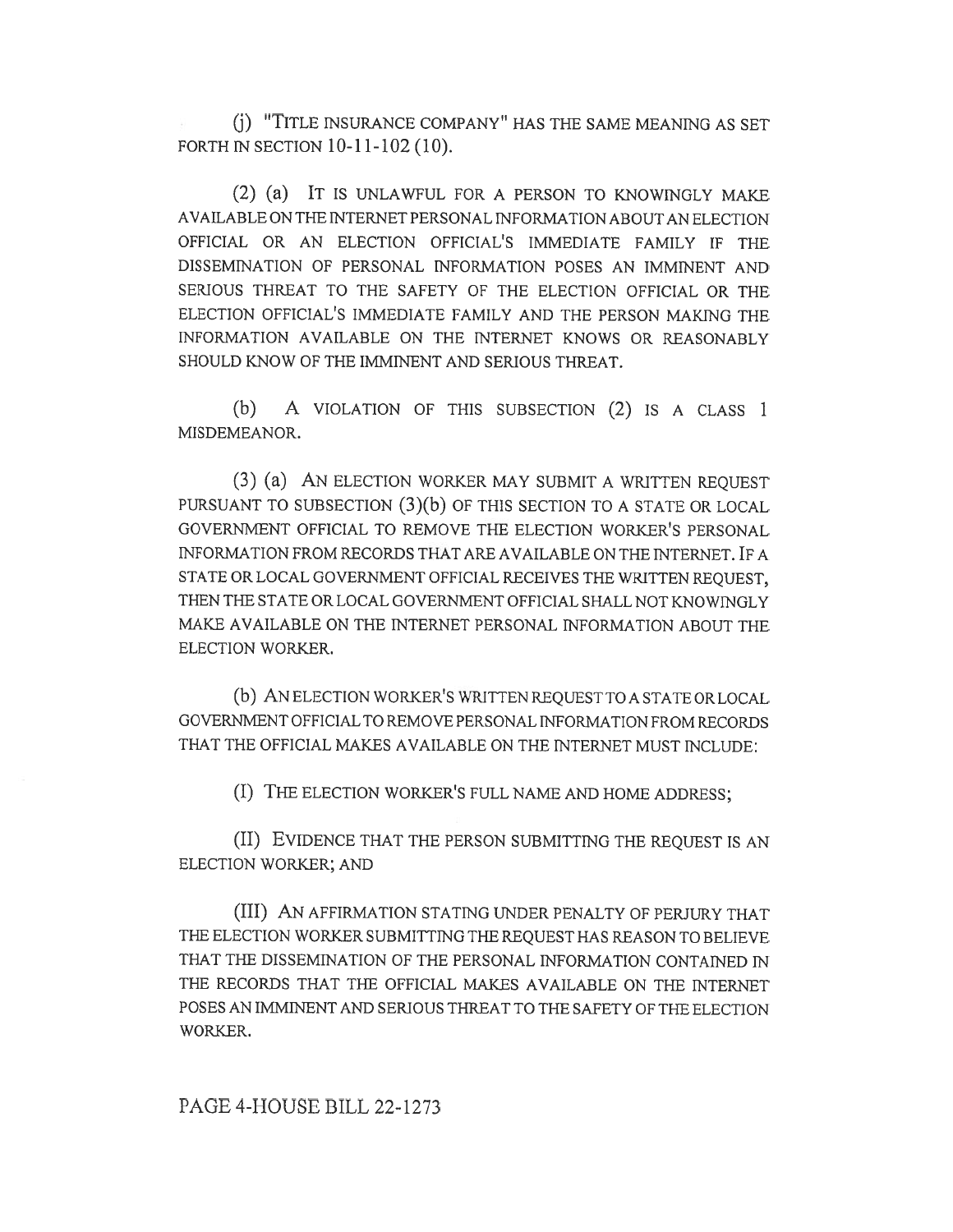(j) "TITLE INSURANCE COMPANY" HAS THE SAME MEANING AS SET FORTH IN SECTION 10-11-102 (10).

(2) (a) IT IS UNLAWFUL FOR A PERSON TO KNOWINGLY MAKE AVAILABLE ON THE INTERNET PERSONAL INFORMATION ABOUT AN ELECTION OFFICIAL OR AN ELECTION OFFICIAL'S IMMEDIATE FAMILY IF THE DISSEMINATION OF PERSONAL INFORMATION POSES AN IMMINENT AND SERIOUS THREAT TO THE SAFETY OF THE ELECTION OFFICIAL OR THE ELECTION OFFICIAL'S IMMEDIATE FAMILY AND THE PERSON MAKING THE INFORMATION AVAILABLE ON THE INTERNET KNOWS OR REASONABLY SHOULD KNOW OF THE IMMINENT AND SERIOUS THREAT.

(b) A VIOLATION OF THIS SUBSECTION (2) IS A CLASS 1 MISDEMEANOR.

(3) (a) AN ELECTION WORKER MAY SUBMIT A WRITTEN REQUEST PURSUANT TO SUBSECTION (3)(b) OF THIS SECTION TO A STATE OR LOCAL GOVERNMENT OFFICIAL TO REMOVE THE ELECTION WORKER'S PERSONAL INFORMATION FROM RECORDS THAT ARE AVAILABLE ON THE INTERNET. IF A STATE OR LOCAL GOVERNMENT OFFICIAL RECEIVES THE WRITTEN REQUEST, THEN THE STATE OR LOCAL GOVERNMENT OFFICIAL SHALL NOT KNOWINGLY MAKE AVAILABLE ON THE INTERNET PERSONAL INFORMATION ABOUT THE ELECTION WORKER.

(b) AN ELECTION WORKER'S WRITTEN REQUEST TO A STATE OR LOCAL GOVERNMENT OFFICIAL TO REMOVE PERSONAL INFORMATION FROM RECORDS THAT THE OFFICIAL MAKES AVAILABLE ON THE INTERNET MUST INCLUDE:

(I) THE ELECTION WORKER'S FULL NAME AND HOME ADDRESS;

(II) EVIDENCE THAT THE PERSON SUBMITTING THE REQUEST IS AN ELECTION WORKER; AND

(III) AN AFFIRMATION STATING UNDER PENALTY OF PERJURY THAT THE ELECTION WORKER SUBMITTING THE REQUEST HAS REASON TO BELIEVE THAT THE DISSEMINATION OF THE PERSONAL INFORMATION CONTAINED IN THE RECORDS THAT THE OFFICIAL MAKES AVAILABLE ON THE INTERNET POSES AN IMMINENT AND SERIOUS THREAT TO THE SAFETY OF THE ELECTION WORKER.

PAGE 4-HOUSE BILL 22-1273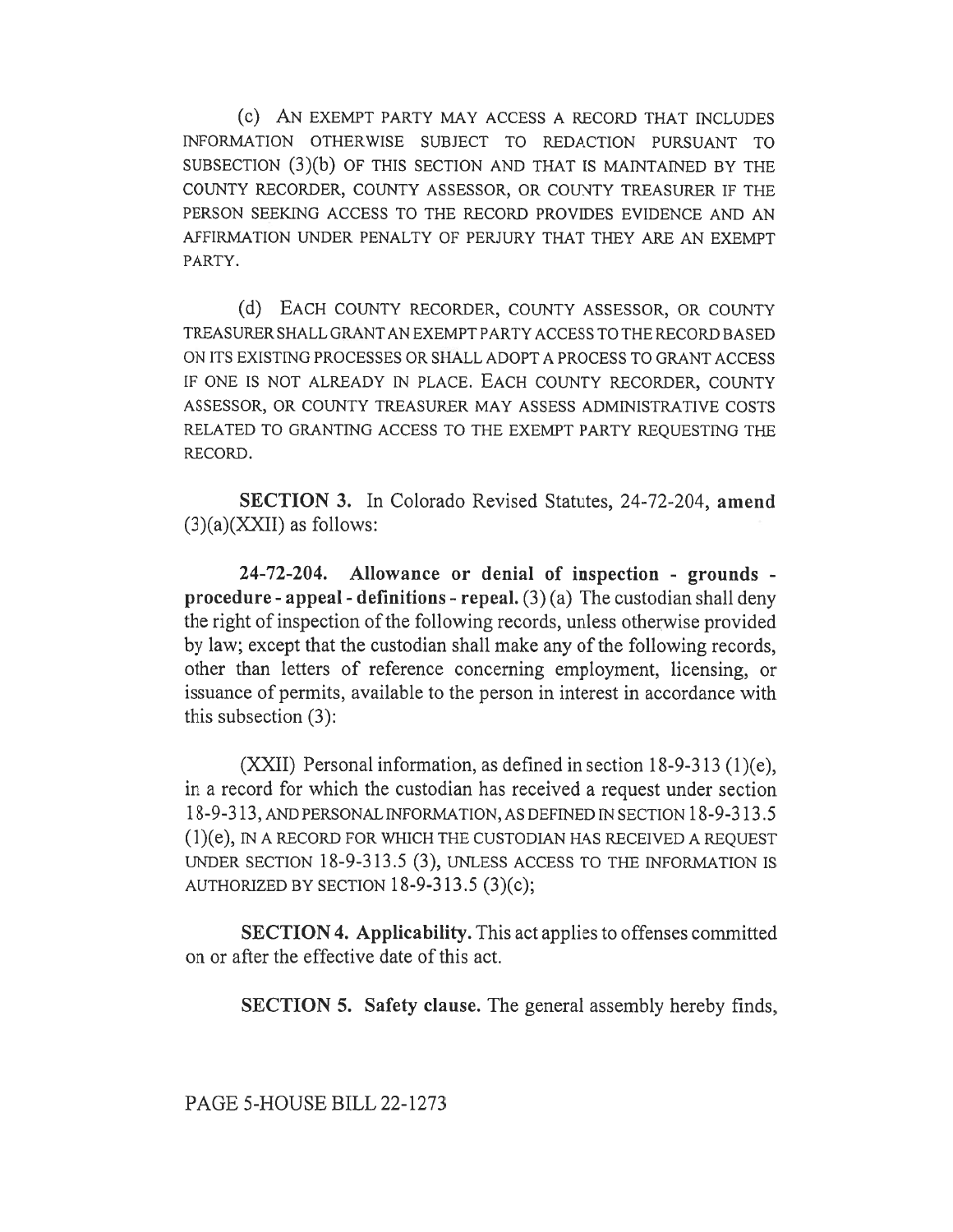(c) AN EXEMPT PARTY MAY ACCESS A RECORD THAT INCLUDES INFORMATION OTHERWISE SUBJECT TO REDACTION PURSUANT TO SUBSECTION (3)(b) OF THIS SECTION AND THAT IS MAINTAINED BY THE COUNTY RECORDER, COUNTY ASSESSOR, OR COUNTY TREASURER IF THE PERSON SEEKING ACCESS TO THE RECORD PROVIDES EVIDENCE AND AN AFFIRMATION UNDER PENALTY OF PERJURY THAT THEY ARE AN EXEMPT PARTY.

(d) EACH COUNTY RECORDER, COUNTY ASSESSOR, OR COUNTY TREASURER SHALL GRANT AN EXEMPT PARTY ACCESS TO THE RECORD BASED ON ITS EXISTING PROCESSES OR SHALL ADOPT A PROCESS TO GRANT ACCESS IF ONE IS NOT ALREADY IN PLACE. EACH COUNTY RECORDER, COUNTY ASSESSOR, OR COUNTY TREASURER MAY ASSESS ADMINISTRATIVE COSTS RELATED TO GRANTING ACCESS TO THE EXEMPT PARTY REQUESTING THE RECORD.

**SECTION 3.** In Colorado Revised Statutes, 24-72-204, **amend** (3)(a)(XXII) as follows:

**24-72-204. Allowance or denial of inspection - grounds - procedure - appeal - definitions - repeal.** (3) (a) The custodian shall deny the right of inspection of the following records, unless otherwise provided by law; except that the custodian shall make any of the following records, other than letters of reference concerning employment, licensing, or issuance of permits, available to the person in interest in accordance with this subsection (3):

(XXII) Personal information, as defined in section 18-9-313 (1)(e), in a record for which the custodian has received a request under section 18-9-313, AND PERSONAL INFORMATION, AS DEFINED IN SECTION 18-9-313.5 (1)(e), IN A RECORD FOR WHICH THE CUSTODIAN HAS RECEIVED A REQUEST UNDER SECTION 18-9-313.5 (3), UNLESS ACCESS TO THE INFORMATION IS AUTHORIZED BY SECTION 18-9-313.5 (3)(c);

**SECTION 4. Applicability.** This act applies to offenses committed on or after the effective date of this act.

**SECTION 5. Safety clause.** The general assembly hereby finds,

PAGE 5-HOUSE BILL 22-1273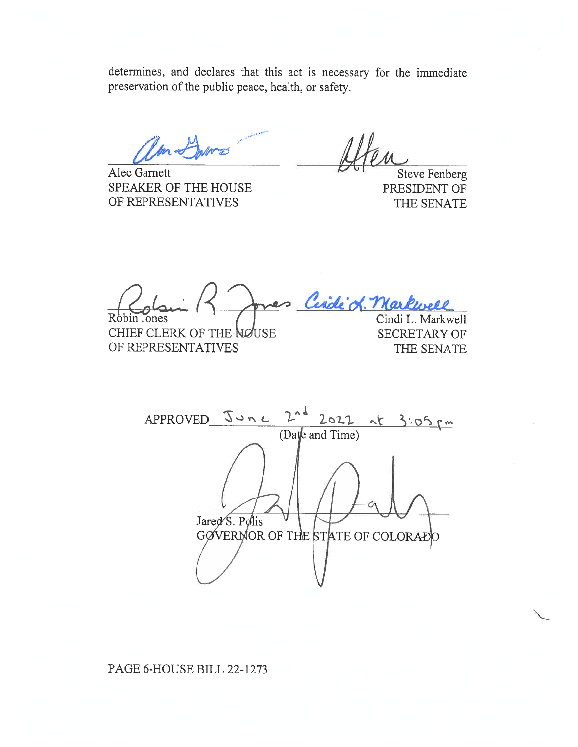determines, and declares that this act is necessary for the immediate preservation of the public peace, health, or safety.

Alec Garnett
SPEAKER OF THE HOUSE
OF REPRESENTATIVES

Steve Fenberg
PRESIDENT OF
THE SENATE

Robin Jones
CHIEF CLERK OF THE HOUSE
OF REPRESENTATIVES

Cindi L. Markwell
SECRETARY OF
THE SENATE

APPROVED June 2nd 2022 at 3:05 pm
(Date and Time)

Jared S. Polis
GOVERNOR OF THE STATE OF COLORADO

PAGE 6-HOUSE BILL 22-1273